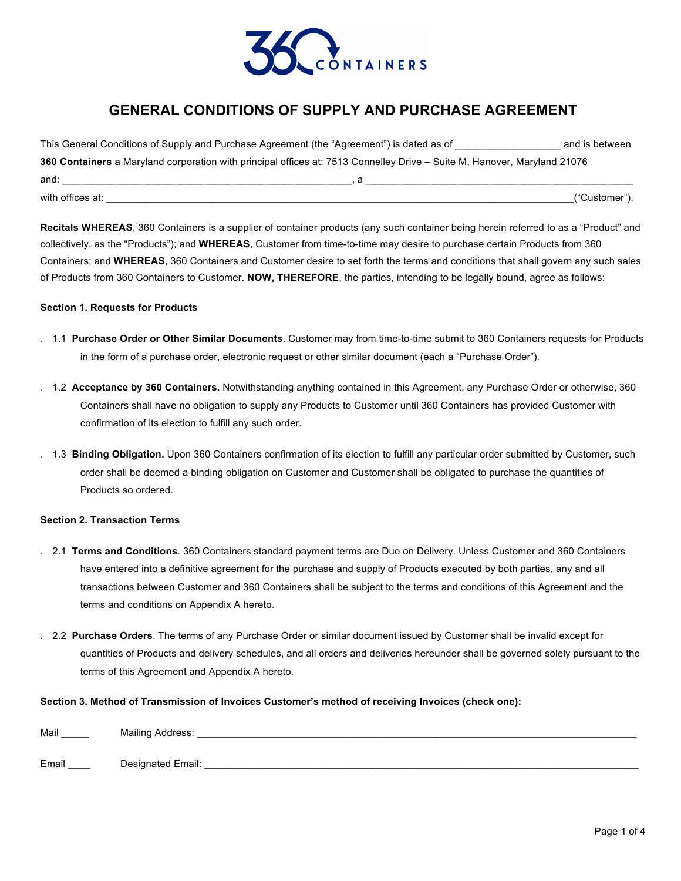# GENERAL CONDITIONS OF SUPPLY AND PURCHASE AGREEMENT

This General Conditions of Supply and Purchase Agreement (the "Agreement") is dated as of ___________________ and is between **360 Containers** a Maryland corporation with principal offices at: 7513 Connelley Drive – Suite M, Hanover, Maryland 21076 and: ___________________________________________________, a _________________________________________________ with offices at: ______________________________________________________________________________________("Customer").

**Recitals WHEREAS**, 360 Containers is a supplier of container products (any such container being herein referred to as a "Product" and collectively, as the "Products"); and **WHEREAS**, Customer from time-to-time may desire to purchase certain Products from 360 Containers; and **WHEREAS**, 360 Containers and Customer desire to set forth the terms and conditions that shall govern any such sales of Products from 360 Containers to Customer. **NOW, THEREFORE**, the parties, intending to be legally bound, agree as follows:

**Section 1. Requests for Products**

1.1 **Purchase Order or Other Similar Documents**. Customer may from time-to-time submit to 360 Containers requests for Products in the form of a purchase order, electronic request or other similar document (each a "Purchase Order").

1.2 **Acceptance by 360 Containers.** Notwithstanding anything contained in this Agreement, any Purchase Order or otherwise, 360 Containers shall have no obligation to supply any Products to Customer until 360 Containers has provided Customer with confirmation of its election to fulfill any such order.

1.3 **Binding Obligation.** Upon 360 Containers confirmation of its election to fulfill any particular order submitted by Customer, such order shall be deemed a binding obligation on Customer and Customer shall be obligated to purchase the quantities of Products so ordered.

**Section 2. Transaction Terms**

2.1 **Terms and Conditions**. 360 Containers standard payment terms are Due on Delivery. Unless Customer and 360 Containers have entered into a definitive agreement for the purchase and supply of Products executed by both parties, any and all transactions between Customer and 360 Containers shall be subject to the terms and conditions of this Agreement and the terms and conditions on Appendix A hereto.

2.2 **Purchase Orders**. The terms of any Purchase Order or similar document issued by Customer shall be invalid except for quantities of Products and delivery schedules, and all orders and deliveries hereunder shall be governed solely pursuant to the terms of this Agreement and Appendix A hereto.

**Section 3. Method of Transmission of Invoices Customer's method of receiving Invoices (check one):**

Mail _____ Mailing Address: ________________________________________________________________________________

Email ____ Designated Email: ________________________________________________________________________________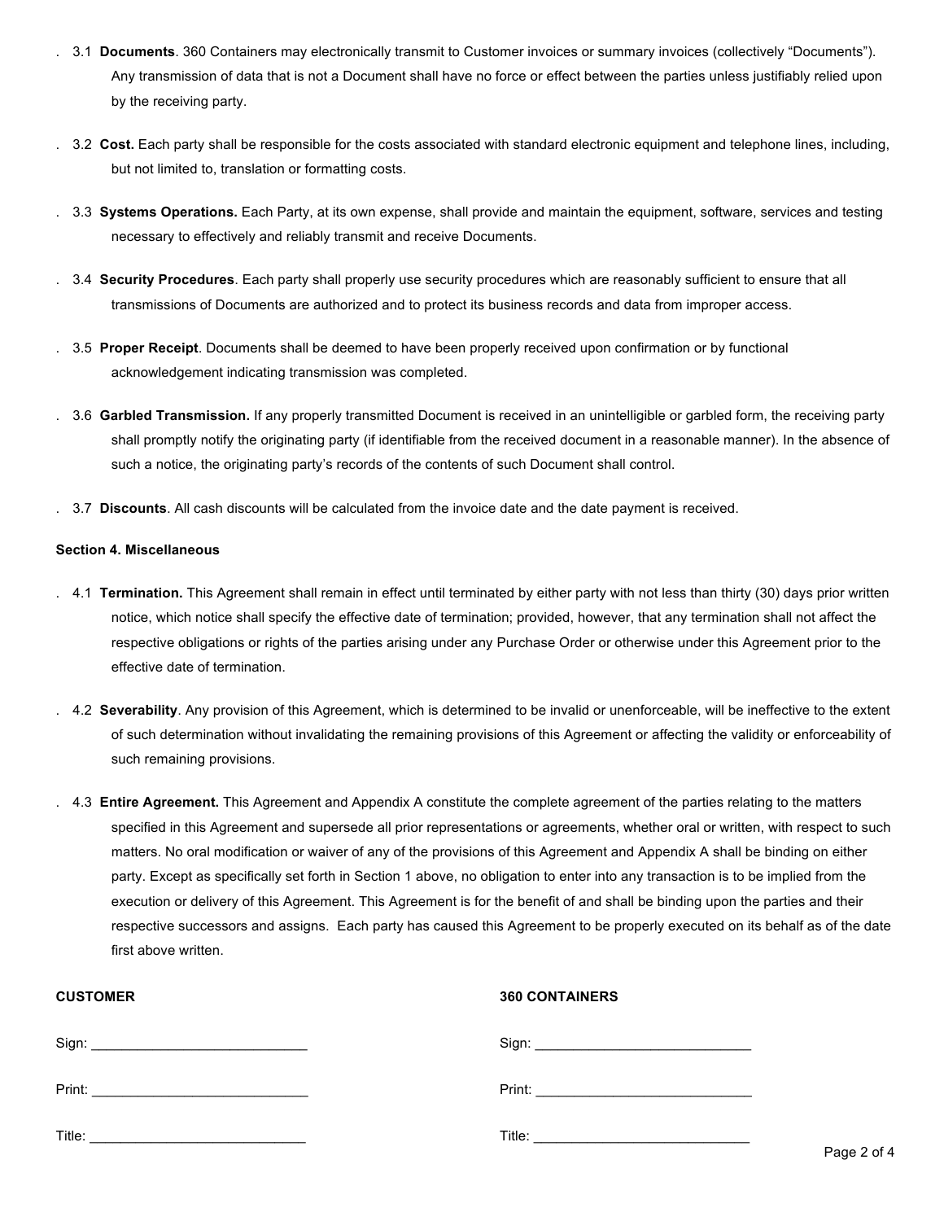. 3.1 **Documents**. 360 Containers may electronically transmit to Customer invoices or summary invoices (collectively "Documents"). Any transmission of data that is not a Document shall have no force or effect between the parties unless justifiably relied upon by the receiving party.

. 3.2 **Cost.** Each party shall be responsible for the costs associated with standard electronic equipment and telephone lines, including, but not limited to, translation or formatting costs.

. 3.3 **Systems Operations.** Each Party, at its own expense, shall provide and maintain the equipment, software, services and testing necessary to effectively and reliably transmit and receive Documents.

. 3.4 **Security Procedures**. Each party shall properly use security procedures which are reasonably sufficient to ensure that all transmissions of Documents are authorized and to protect its business records and data from improper access.

. 3.5 **Proper Receipt**. Documents shall be deemed to have been properly received upon confirmation or by functional acknowledgement indicating transmission was completed.

. 3.6 **Garbled Transmission.** If any properly transmitted Document is received in an unintelligible or garbled form, the receiving party shall promptly notify the originating party (if identifiable from the received document in a reasonable manner). In the absence of such a notice, the originating party's records of the contents of such Document shall control.

. 3.7 **Discounts**. All cash discounts will be calculated from the invoice date and the date payment is received.

**Section 4. Miscellaneous**

. 4.1 **Termination.** This Agreement shall remain in effect until terminated by either party with not less than thirty (30) days prior written notice, which notice shall specify the effective date of termination; provided, however, that any termination shall not affect the respective obligations or rights of the parties arising under any Purchase Order or otherwise under this Agreement prior to the effective date of termination.

. 4.2 **Severability**. Any provision of this Agreement, which is determined to be invalid or unenforceable, will be ineffective to the extent of such determination without invalidating the remaining provisions of this Agreement or affecting the validity or enforceability of such remaining provisions.

. 4.3 **Entire Agreement.** This Agreement and Appendix A constitute the complete agreement of the parties relating to the matters specified in this Agreement and supersede all prior representations or agreements, whether oral or written, with respect to such matters. No oral modification or waiver of any of the provisions of this Agreement and Appendix A shall be binding on either party. Except as specifically set forth in Section 1 above, no obligation to enter into any transaction is to be implied from the execution or delivery of this Agreement. This Agreement is for the benefit of and shall be binding upon the parties and their respective successors and assigns. Each party has caused this Agreement to be properly executed on its behalf as of the date first above written.

**CUSTOMER**

Sign: ____________________________

Print: ____________________________

Title: ____________________________

**360 CONTAINERS**

Sign: ____________________________

Print: ____________________________

Title: ____________________________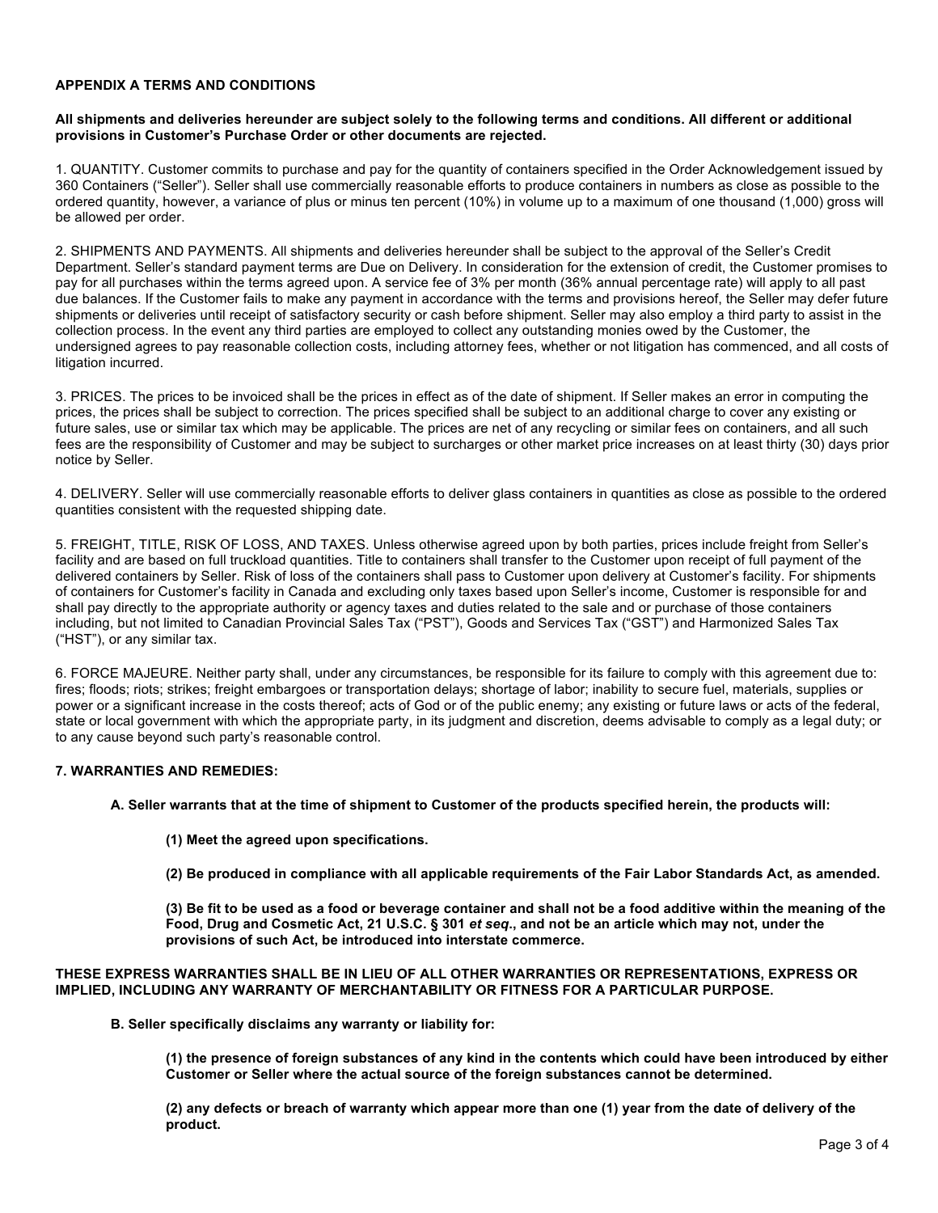**APPENDIX A TERMS AND CONDITIONS**

**All shipments and deliveries hereunder are subject solely to the following terms and conditions. All different or additional provisions in Customer's Purchase Order or other documents are rejected.**

1. QUANTITY. Customer commits to purchase and pay for the quantity of containers specified in the Order Acknowledgement issued by 360 Containers ("Seller"). Seller shall use commercially reasonable efforts to produce containers in numbers as close as possible to the ordered quantity, however, a variance of plus or minus ten percent (10%) in volume up to a maximum of one thousand (1,000) gross will be allowed per order.

2. SHIPMENTS AND PAYMENTS. All shipments and deliveries hereunder shall be subject to the approval of the Seller's Credit Department. Seller's standard payment terms are Due on Delivery. In consideration for the extension of credit, the Customer promises to pay for all purchases within the terms agreed upon. A service fee of 3% per month (36% annual percentage rate) will apply to all past due balances. If the Customer fails to make any payment in accordance with the terms and provisions hereof, the Seller may defer future shipments or deliveries until receipt of satisfactory security or cash before shipment. Seller may also employ a third party to assist in the collection process. In the event any third parties are employed to collect any outstanding monies owed by the Customer, the undersigned agrees to pay reasonable collection costs, including attorney fees, whether or not litigation has commenced, and all costs of litigation incurred.

3. PRICES. The prices to be invoiced shall be the prices in effect as of the date of shipment. If Seller makes an error in computing the prices, the prices shall be subject to correction. The prices specified shall be subject to an additional charge to cover any existing or future sales, use or similar tax which may be applicable. The prices are net of any recycling or similar fees on containers, and all such fees are the responsibility of Customer and may be subject to surcharges or other market price increases on at least thirty (30) days prior notice by Seller.

4. DELIVERY. Seller will use commercially reasonable efforts to deliver glass containers in quantities as close as possible to the ordered quantities consistent with the requested shipping date.

5. FREIGHT, TITLE, RISK OF LOSS, AND TAXES. Unless otherwise agreed upon by both parties, prices include freight from Seller's facility and are based on full truckload quantities. Title to containers shall transfer to the Customer upon receipt of full payment of the delivered containers by Seller. Risk of loss of the containers shall pass to Customer upon delivery at Customer's facility. For shipments of containers for Customer's facility in Canada and excluding only taxes based upon Seller's income, Customer is responsible for and shall pay directly to the appropriate authority or agency taxes and duties related to the sale and or purchase of those containers including, but not limited to Canadian Provincial Sales Tax ("PST"), Goods and Services Tax ("GST") and Harmonized Sales Tax ("HST"), or any similar tax.

6. FORCE MAJEURE. Neither party shall, under any circumstances, be responsible for its failure to comply with this agreement due to: fires; floods; riots; strikes; freight embargoes or transportation delays; shortage of labor; inability to secure fuel, materials, supplies or power or a significant increase in the costs thereof; acts of God or of the public enemy; any existing or future laws or acts of the federal, state or local government with which the appropriate party, in its judgment and discretion, deems advisable to comply as a legal duty; or to any cause beyond such party's reasonable control.

**7. WARRANTIES AND REMEDIES:**

**A. Seller warrants that at the time of shipment to Customer of the products specified herein, the products will:**

**(1) Meet the agreed upon specifications.**

**(2) Be produced in compliance with all applicable requirements of the Fair Labor Standards Act, as amended.**

**(3) Be fit to be used as a food or beverage container and shall not be a food additive within the meaning of the Food, Drug and Cosmetic Act, 21 U.S.C. § 301 *et seq*., and not be an article which may not, under the provisions of such Act, be introduced into interstate commerce.**

**THESE EXPRESS WARRANTIES SHALL BE IN LIEU OF ALL OTHER WARRANTIES OR REPRESENTATIONS, EXPRESS OR IMPLIED, INCLUDING ANY WARRANTY OF MERCHANTABILITY OR FITNESS FOR A PARTICULAR PURPOSE.**

**B. Seller specifically disclaims any warranty or liability for:**

**(1) the presence of foreign substances of any kind in the contents which could have been introduced by either Customer or Seller where the actual source of the foreign substances cannot be determined.**

**(2) any defects or breach of warranty which appear more than one (1) year from the date of delivery of the product.**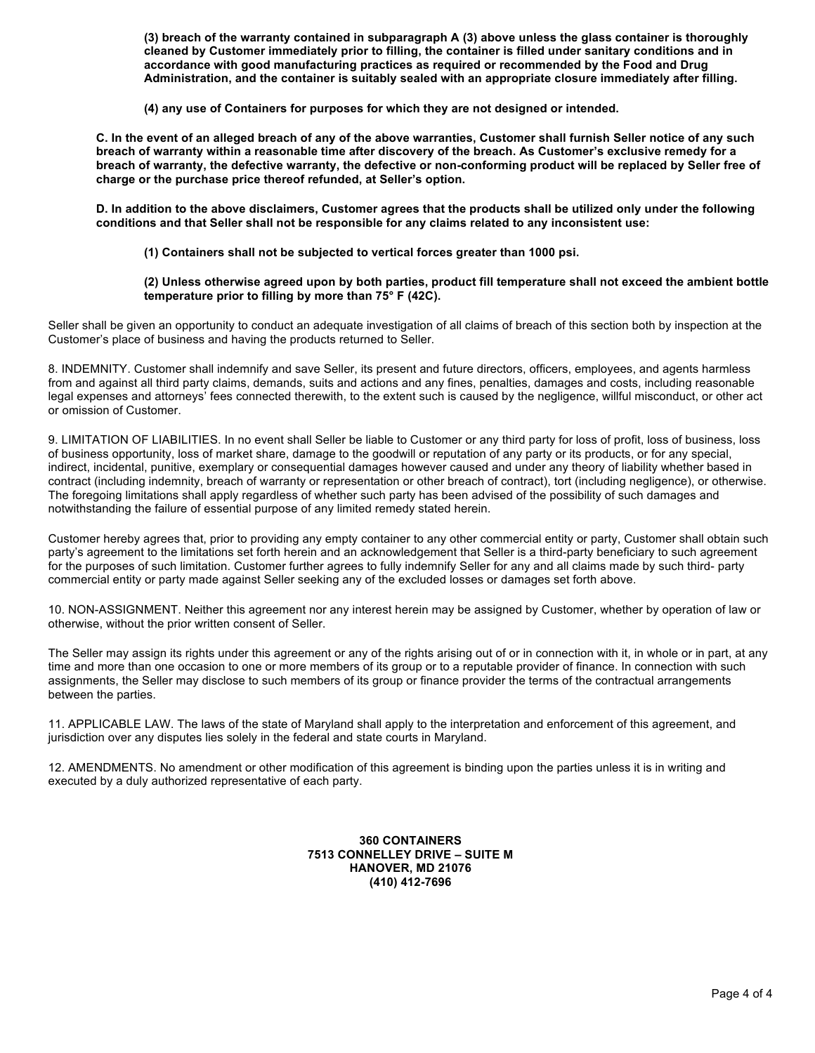**(3) breach of the warranty contained in subparagraph A (3) above unless the glass container is thoroughly cleaned by Customer immediately prior to filling, the container is filled under sanitary conditions and in accordance with good manufacturing practices as required or recommended by the Food and Drug Administration, and the container is suitably sealed with an appropriate closure immediately after filling.**

**(4) any use of Containers for purposes for which they are not designed or intended.**

**C. In the event of an alleged breach of any of the above warranties, Customer shall furnish Seller notice of any such breach of warranty within a reasonable time after discovery of the breach. As Customer's exclusive remedy for a breach of warranty, the defective warranty, the defective or non-conforming product will be replaced by Seller free of charge or the purchase price thereof refunded, at Seller's option.**

**D. In addition to the above disclaimers, Customer agrees that the products shall be utilized only under the following conditions and that Seller shall not be responsible for any claims related to any inconsistent use:**

**(1) Containers shall not be subjected to vertical forces greater than 1000 psi.**

**(2) Unless otherwise agreed upon by both parties, product fill temperature shall not exceed the ambient bottle temperature prior to filling by more than 75° F (42C).**

Seller shall be given an opportunity to conduct an adequate investigation of all claims of breach of this section both by inspection at the Customer's place of business and having the products returned to Seller.

8. INDEMNITY. Customer shall indemnify and save Seller, its present and future directors, officers, employees, and agents harmless from and against all third party claims, demands, suits and actions and any fines, penalties, damages and costs, including reasonable legal expenses and attorneys' fees connected therewith, to the extent such is caused by the negligence, willful misconduct, or other act or omission of Customer.

9. LIMITATION OF LIABILITIES. In no event shall Seller be liable to Customer or any third party for loss of profit, loss of business, loss of business opportunity, loss of market share, damage to the goodwill or reputation of any party or its products, or for any special, indirect, incidental, punitive, exemplary or consequential damages however caused and under any theory of liability whether based in contract (including indemnity, breach of warranty or representation or other breach of contract), tort (including negligence), or otherwise. The foregoing limitations shall apply regardless of whether such party has been advised of the possibility of such damages and notwithstanding the failure of essential purpose of any limited remedy stated herein.

Customer hereby agrees that, prior to providing any empty container to any other commercial entity or party, Customer shall obtain such party's agreement to the limitations set forth herein and an acknowledgement that Seller is a third-party beneficiary to such agreement for the purposes of such limitation. Customer further agrees to fully indemnify Seller for any and all claims made by such third- party commercial entity or party made against Seller seeking any of the excluded losses or damages set forth above.

10. NON-ASSIGNMENT. Neither this agreement nor any interest herein may be assigned by Customer, whether by operation of law or otherwise, without the prior written consent of Seller.

The Seller may assign its rights under this agreement or any of the rights arising out of or in connection with it, in whole or in part, at any time and more than one occasion to one or more members of its group or to a reputable provider of finance. In connection with such assignments, the Seller may disclose to such members of its group or finance provider the terms of the contractual arrangements between the parties.

11. APPLICABLE LAW. The laws of the state of Maryland shall apply to the interpretation and enforcement of this agreement, and jurisdiction over any disputes lies solely in the federal and state courts in Maryland.

12. AMENDMENTS. No amendment or other modification of this agreement is binding upon the parties unless it is in writing and executed by a duly authorized representative of each party.

**360 CONTAINERS**
**7513 CONNELLEY DRIVE – SUITE M**
**HANOVER, MD 21076**
**(410) 412-7696**